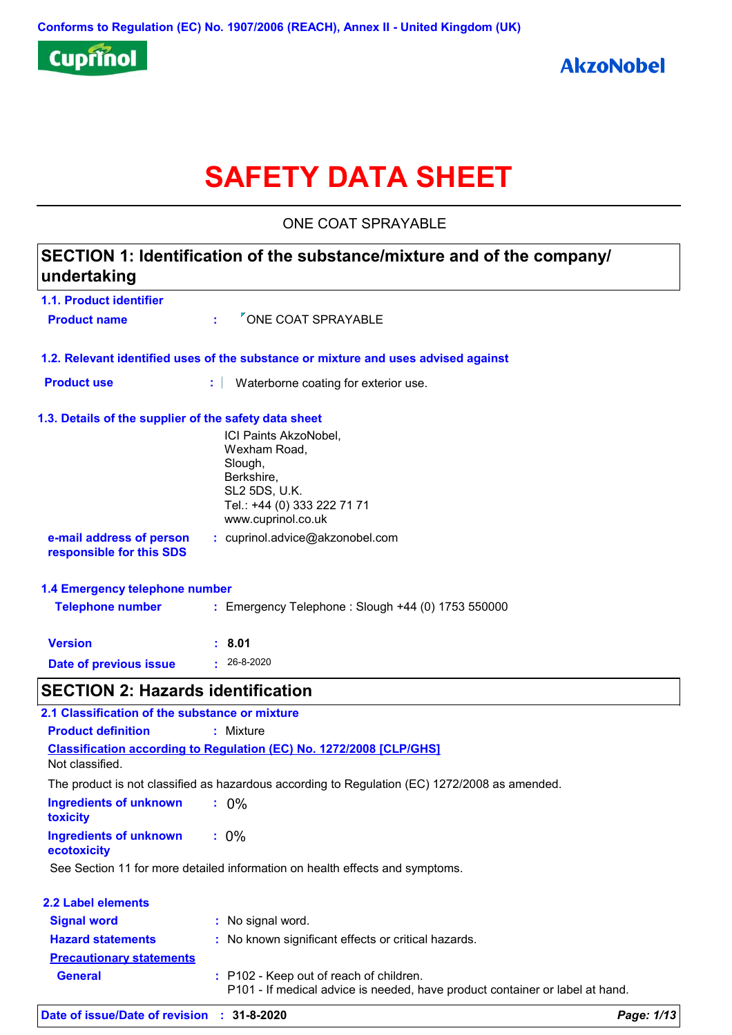Conforms to Regulation (EC) No. 1907/2006 (REACH), Annex II - United Kingdom (UK)

Cuprinol

AkzoNobel

# SAFETY DATA SHEET

ONE COAT SPRAYABLE

## SECTION 1: Identification of the substance/mixture and of the company/undertaking

### 1.1. Product identifier

**Product name** : ONE COAT SPRAYABLE

### 1.2. Relevant identified uses of the substance or mixture and uses advised against

**Product use** : Waterborne coating for exterior use.

### 1.3. Details of the supplier of the safety data sheet

ICI Paints AkzoNobel,
Wexham Road,
Slough,
Berkshire,
SL2 5DS, U.K.
Tel.: +44 (0) 333 222 71 71
www.cuprinol.co.uk

**e-mail address of person responsible for this SDS** : cuprinol.advice@akzonobel.com

### 1.4 Emergency telephone number

**Telephone number** : Emergency Telephone : Slough +44 (0) 1753 550000

**Version** : **8.01**

**Date of previous issue** : 26-8-2020

## SECTION 2: Hazards identification

### 2.1 Classification of the substance or mixture

**Product definition** : Mixture

**Classification according to Regulation (EC) No. 1272/2008 [CLP/GHS]**

Not classified.

The product is not classified as hazardous according to Regulation (EC) 1272/2008 as amended.

**Ingredients of unknown toxicity** : 0%

**Ingredients of unknown ecotoxicity** : 0%

See Section 11 for more detailed information on health effects and symptoms.

### 2.2 Label elements

**Signal word** : No signal word.

**Hazard statements** : No known significant effects or critical hazards.

**Precautionary statements**

**General** : P102 - Keep out of reach of children.
P101 - If medical advice is needed, have product container or label at hand.

**Date of issue/Date of revision** : **31-8-2020**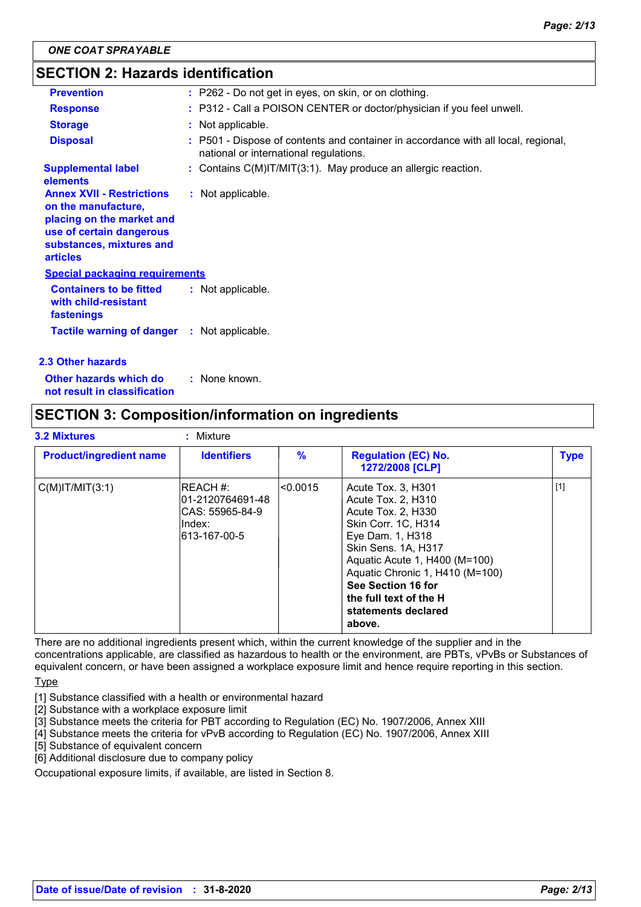## SECTION 2: Hazards identification

**Prevention** : P262 - Do not get in eyes, on skin, or on clothing.

**Response** : P312 - Call a POISON CENTER or doctor/physician if you feel unwell.

**Storage** : Not applicable.

**Disposal** : P501 - Dispose of contents and container in accordance with all local, regional, national or international regulations.

**Supplemental label elements** : Contains C(M)IT/MIT(3:1). May produce an allergic reaction.

**Annex XVII - Restrictions on the manufacture, placing on the market and use of certain dangerous substances, mixtures and articles** : Not applicable.

**Special packaging requirements**

**Containers to be fitted with child-resistant fastenings** : Not applicable.

**Tactile warning of danger** : Not applicable.

### 2.3 Other hazards

**Other hazards which do not result in classification** : None known.

## SECTION 3: Composition/information on ingredients

**3.2 Mixtures** : Mixture

| Product/ingredient name | Identifiers | % | Regulation (EC) No. 1272/2008 [CLP] | Type |
|---|---|---|---|---|
| C(M)IT/MIT(3:1) | REACH #: 01-2120764691-48<br>CAS: 55965-84-9<br>Index: 613-167-00-5 | <0.0015 | Acute Tox. 3, H301<br>Acute Tox. 2, H310<br>Acute Tox. 2, H330<br>Skin Corr. 1C, H314<br>Eye Dam. 1, H318<br>Skin Sens. 1A, H317<br>Aquatic Acute 1, H400 (M=100)<br>Aquatic Chronic 1, H410 (M=100)<br>**See Section 16 for the full text of the H statements declared above.** | [1] |

There are no additional ingredients present which, within the current knowledge of the supplier and in the concentrations applicable, are classified as hazardous to health or the environment, are PBTs, vPvBs or Substances of equivalent concern, or have been assigned a workplace exposure limit and hence require reporting in this section.

Type

[1] Substance classified with a health or environmental hazard
[2] Substance with a workplace exposure limit
[3] Substance meets the criteria for PBT according to Regulation (EC) No. 1907/2006, Annex XIII
[4] Substance meets the criteria for vPvB according to Regulation (EC) No. 1907/2006, Annex XIII
[5] Substance of equivalent concern
[6] Additional disclosure due to company policy

Occupational exposure limits, if available, are listed in Section 8.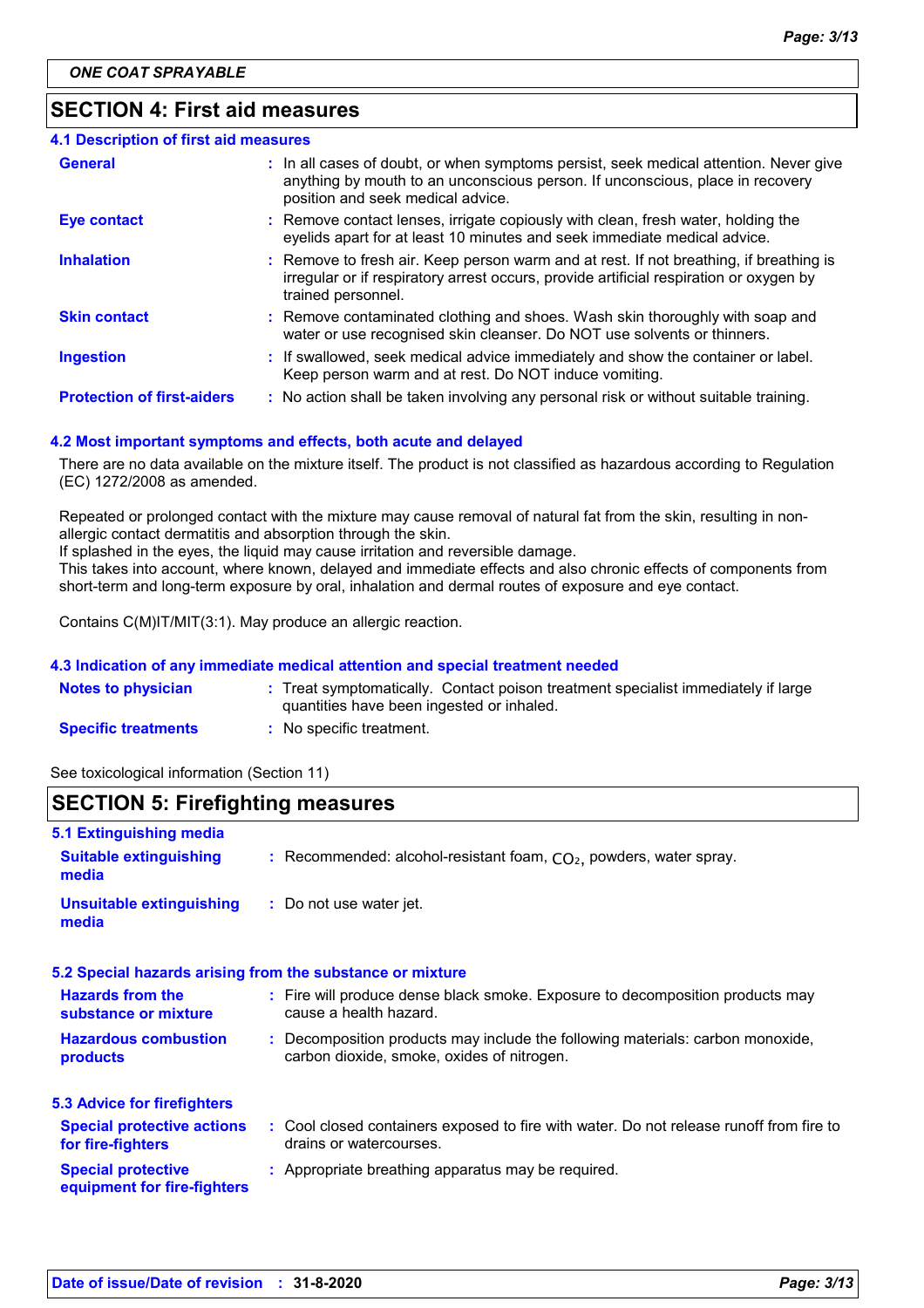ONE COAT SPRAYABLE

## SECTION 4: First aid measures

### 4.1 Description of first aid measures

| | |
|---|---|
| **General** | : In all cases of doubt, or when symptoms persist, seek medical attention. Never give anything by mouth to an unconscious person. If unconscious, place in recovery position and seek medical advice. |
| **Eye contact** | : Remove contact lenses, irrigate copiously with clean, fresh water, holding the eyelids apart for at least 10 minutes and seek immediate medical advice. |
| **Inhalation** | : Remove to fresh air. Keep person warm and at rest. If not breathing, if breathing is irregular or if respiratory arrest occurs, provide artificial respiration or oxygen by trained personnel. |
| **Skin contact** | : Remove contaminated clothing and shoes. Wash skin thoroughly with soap and water or use recognised skin cleanser. Do NOT use solvents or thinners. |
| **Ingestion** | : If swallowed, seek medical advice immediately and show the container or label. Keep person warm and at rest. Do NOT induce vomiting. |
| **Protection of first-aiders** | : No action shall be taken involving any personal risk or without suitable training. |

### 4.2 Most important symptoms and effects, both acute and delayed

There are no data available on the mixture itself. The product is not classified as hazardous according to Regulation (EC) 1272/2008 as amended.

Repeated or prolonged contact with the mixture may cause removal of natural fat from the skin, resulting in non-allergic contact dermatitis and absorption through the skin.
If splashed in the eyes, the liquid may cause irritation and reversible damage.
This takes into account, where known, delayed and immediate effects and also chronic effects of components from short-term and long-term exposure by oral, inhalation and dermal routes of exposure and eye contact.

Contains C(M)IT/MIT(3:1). May produce an allergic reaction.

### 4.3 Indication of any immediate medical attention and special treatment needed

| | |
|---|---|
| **Notes to physician** | : Treat symptomatically. Contact poison treatment specialist immediately if large quantities have been ingested or inhaled. |
| **Specific treatments** | : No specific treatment. |

See toxicological information (Section 11)

## SECTION 5: Firefighting measures

### 5.1 Extinguishing media

| | |
|---|---|
| **Suitable extinguishing media** | : Recommended: alcohol-resistant foam, $CO_2$, powders, water spray. |
| **Unsuitable extinguishing media** | : Do not use water jet. |

### 5.2 Special hazards arising from the substance or mixture

| | |
|---|---|
| **Hazards from the substance or mixture** | : Fire will produce dense black smoke. Exposure to decomposition products may cause a health hazard. |
| **Hazardous combustion products** | : Decomposition products may include the following materials: carbon monoxide, carbon dioxide, smoke, oxides of nitrogen. |

### 5.3 Advice for firefighters

| | |
|---|---|
| **Special protective actions for fire-fighters** | : Cool closed containers exposed to fire with water. Do not release runoff from fire to drains or watercourses. |
| **Special protective equipment for fire-fighters** | : Appropriate breathing apparatus may be required. |

Date of issue/Date of revision : 31-8-2020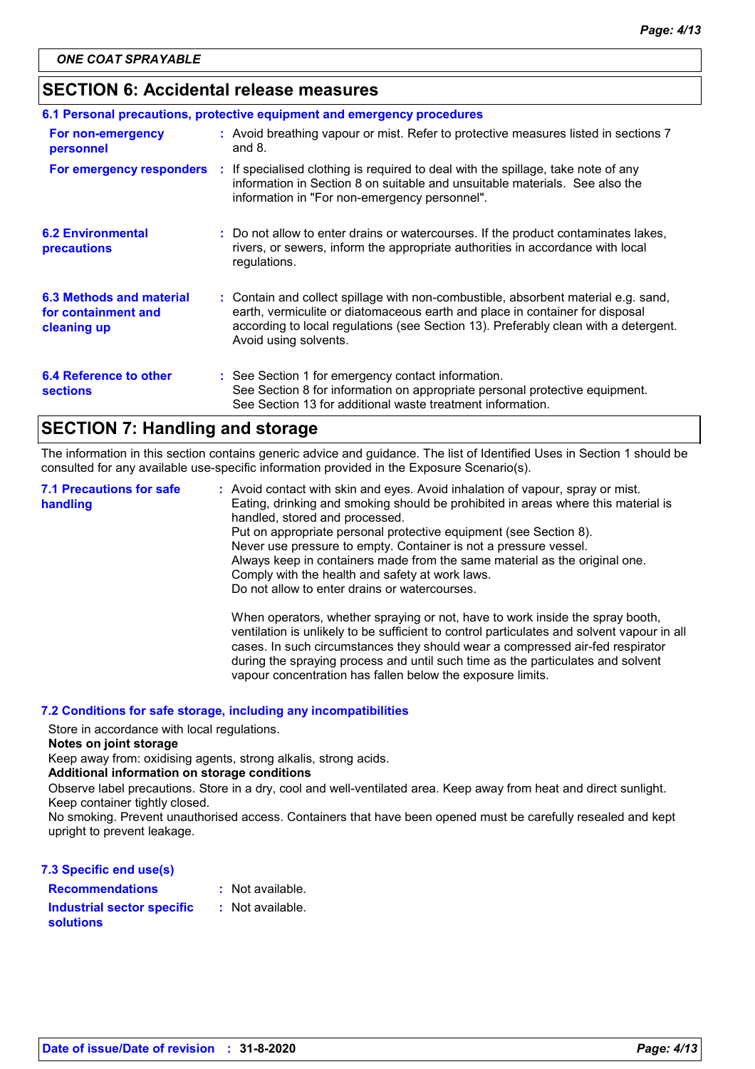## SECTION 6: Accidental release measures

### 6.1 Personal precautions, protective equipment and emergency procedures

| | |
|---|---|
| **For non-emergency personnel** | Avoid breathing vapour or mist. Refer to protective measures listed in sections 7 and 8. |
| **For emergency responders** | If specialised clothing is required to deal with the spillage, take note of any information in Section 8 on suitable and unsuitable materials. See also the information in "For non-emergency personnel". |

**6.2 Environmental precautions** : Do not allow to enter drains or watercourses. If the product contaminates lakes, rivers, or sewers, inform the appropriate authorities in accordance with local regulations.

**6.3 Methods and material for containment and cleaning up** : Contain and collect spillage with non-combustible, absorbent material e.g. sand, earth, vermiculite or diatomaceous earth and place in container for disposal according to local regulations (see Section 13). Preferably clean with a detergent. Avoid using solvents.

**6.4 Reference to other sections** : See Section 1 for emergency contact information.
See Section 8 for information on appropriate personal protective equipment.
See Section 13 for additional waste treatment information.

## SECTION 7: Handling and storage

The information in this section contains generic advice and guidance. The list of Identified Uses in Section 1 should be consulted for any available use-specific information provided in the Exposure Scenario(s).

**7.1 Precautions for safe handling** : Avoid contact with skin and eyes. Avoid inhalation of vapour, spray or mist.
Eating, drinking and smoking should be prohibited in areas where this material is handled, stored and processed.
Put on appropriate personal protective equipment (see Section 8).
Never use pressure to empty. Container is not a pressure vessel.
Always keep in containers made from the same material as the original one.
Comply with the health and safety at work laws.
Do not allow to enter drains or watercourses.

When operators, whether spraying or not, have to work inside the spray booth, ventilation is unlikely to be sufficient to control particulates and solvent vapour in all cases. In such circumstances they should wear a compressed air-fed respirator during the spraying process and until such time as the particulates and solvent vapour concentration has fallen below the exposure limits.

### 7.2 Conditions for safe storage, including any incompatibilities

Store in accordance with local regulations.

**Notes on joint storage**

Keep away from: oxidising agents, strong alkalis, strong acids.

**Additional information on storage conditions**

Observe label precautions. Store in a dry, cool and well-ventilated area. Keep away from heat and direct sunlight. Keep container tightly closed.
No smoking. Prevent unauthorised access. Containers that have been opened must be carefully resealed and kept upright to prevent leakage.

### 7.3 Specific end use(s)

| | |
|---|---|
| **Recommendations** | Not available. |
| **Industrial sector specific solutions** | Not available. |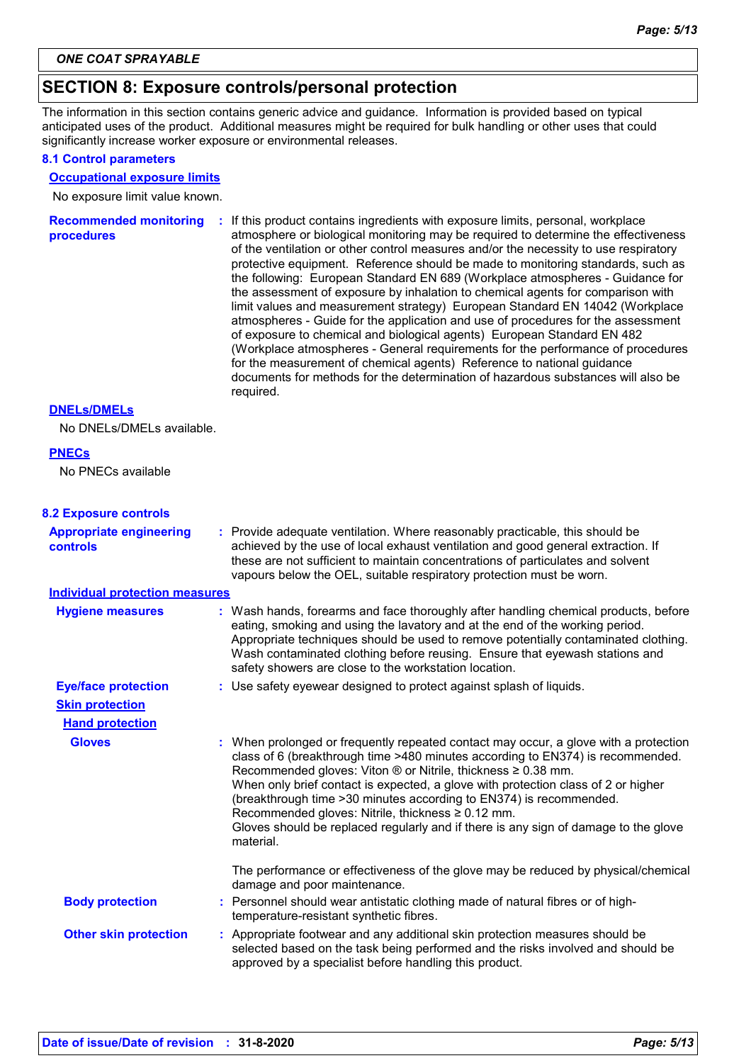ONE COAT SPRAYABLE

## SECTION 8: Exposure controls/personal protection

The information in this section contains generic advice and guidance. Information is provided based on typical anticipated uses of the product. Additional measures might be required for bulk handling or other uses that could significantly increase worker exposure or environmental releases.

### 8.1 Control parameters

**Occupational exposure limits**

No exposure limit value known.

**Recommended monitoring procedures** : If this product contains ingredients with exposure limits, personal, workplace atmosphere or biological monitoring may be required to determine the effectiveness of the ventilation or other control measures and/or the necessity to use respiratory protective equipment. Reference should be made to monitoring standards, such as the following: European Standard EN 689 (Workplace atmospheres - Guidance for the assessment of exposure by inhalation to chemical agents for comparison with limit values and measurement strategy) European Standard EN 14042 (Workplace atmospheres - Guide for the application and use of procedures for the assessment of exposure to chemical and biological agents) European Standard EN 482 (Workplace atmospheres - General requirements for the performance of procedures for the measurement of chemical agents) Reference to national guidance documents for methods for the determination of hazardous substances will also be required.

**DNELs/DMELs**

No DNELs/DMELs available.

**PNECs**

No PNECs available

### 8.2 Exposure controls

**Appropriate engineering controls** : Provide adequate ventilation. Where reasonably practicable, this should be achieved by the use of local exhaust ventilation and good general extraction. If these are not sufficient to maintain concentrations of particulates and solvent vapours below the OEL, suitable respiratory protection must be worn.

**Individual protection measures**

**Hygiene measures** : Wash hands, forearms and face thoroughly after handling chemical products, before eating, smoking and using the lavatory and at the end of the working period. Appropriate techniques should be used to remove potentially contaminated clothing. Wash contaminated clothing before reusing. Ensure that eyewash stations and safety showers are close to the workstation location.

**Eye/face protection** : Use safety eyewear designed to protect against splash of liquids.

**Skin protection**

**Hand protection**

**Gloves** : When prolonged or frequently repeated contact may occur, a glove with a protection class of 6 (breakthrough time >480 minutes according to EN374) is recommended. Recommended gloves: Viton ® or Nitrile, thickness ≥ 0.38 mm.
When only brief contact is expected, a glove with protection class of 2 or higher (breakthrough time >30 minutes according to EN374) is recommended. Recommended gloves: Nitrile, thickness ≥ 0.12 mm.
Gloves should be replaced regularly and if there is any sign of damage to the glove material.

The performance or effectiveness of the glove may be reduced by physical/chemical damage and poor maintenance.

**Body protection** : Personnel should wear antistatic clothing made of natural fibres or of high-temperature-resistant synthetic fibres.

**Other skin protection** : Appropriate footwear and any additional skin protection measures should be selected based on the task being performed and the risks involved and should be approved by a specialist before handling this product.

**Date of issue/Date of revision** : **31-8-2020**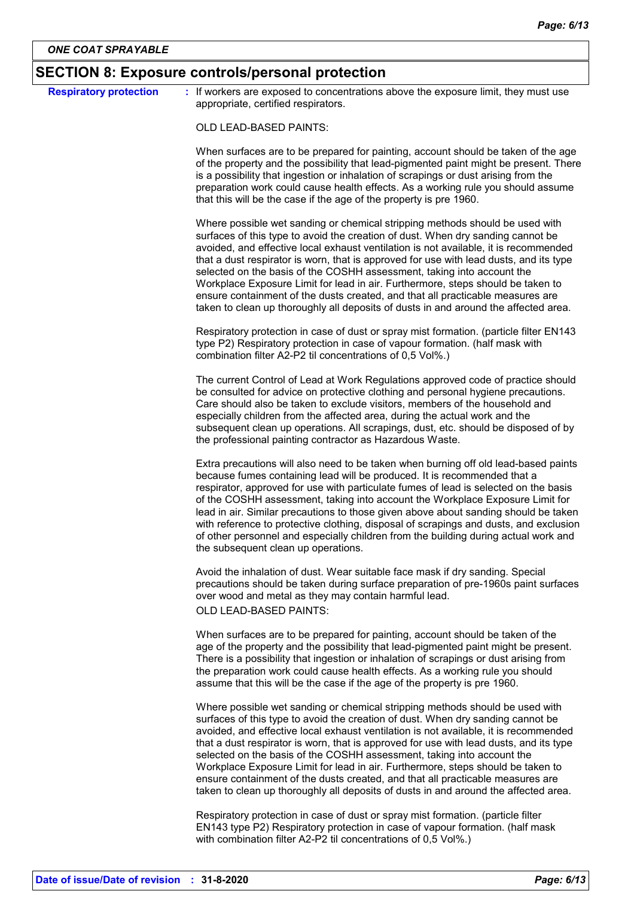ONE COAT SPRAYABLE

## SECTION 8: Exposure controls/personal protection

**Respiratory protection** : If workers are exposed to concentrations above the exposure limit, they must use appropriate, certified respirators.

OLD LEAD-BASED PAINTS:

When surfaces are to be prepared for painting, account should be taken of the age of the property and the possibility that lead-pigmented paint might be present. There is a possibility that ingestion or inhalation of scrapings or dust arising from the preparation work could cause health effects. As a working rule you should assume that this will be the case if the age of the property is pre 1960.

Where possible wet sanding or chemical stripping methods should be used with surfaces of this type to avoid the creation of dust. When dry sanding cannot be avoided, and effective local exhaust ventilation is not available, it is recommended that a dust respirator is worn, that is approved for use with lead dusts, and its type selected on the basis of the COSHH assessment, taking into account the Workplace Exposure Limit for lead in air. Furthermore, steps should be taken to ensure containment of the dusts created, and that all practicable measures are taken to clean up thoroughly all deposits of dusts in and around the affected area.

Respiratory protection in case of dust or spray mist formation. (particle filter EN143 type P2) Respiratory protection in case of vapour formation. (half mask with combination filter A2-P2 til concentrations of 0,5 Vol%.)

The current Control of Lead at Work Regulations approved code of practice should be consulted for advice on protective clothing and personal hygiene precautions. Care should also be taken to exclude visitors, members of the household and especially children from the affected area, during the actual work and the subsequent clean up operations. All scrapings, dust, etc. should be disposed of by the professional painting contractor as Hazardous Waste.

Extra precautions will also need to be taken when burning off old lead-based paints because fumes containing lead will be produced. It is recommended that a respirator, approved for use with particulate fumes of lead is selected on the basis of the COSHH assessment, taking into account the Workplace Exposure Limit for lead in air. Similar precautions to those given above about sanding should be taken with reference to protective clothing, disposal of scrapings and dusts, and exclusion of other personnel and especially children from the building during actual work and the subsequent clean up operations.

Avoid the inhalation of dust. Wear suitable face mask if dry sanding. Special precautions should be taken during surface preparation of pre-1960s paint surfaces over wood and metal as they may contain harmful lead.

OLD LEAD-BASED PAINTS:

When surfaces are to be prepared for painting, account should be taken of the age of the property and the possibility that lead-pigmented paint might be present. There is a possibility that ingestion or inhalation of scrapings or dust arising from the preparation work could cause health effects. As a working rule you should assume that this will be the case if the age of the property is pre 1960.

Where possible wet sanding or chemical stripping methods should be used with surfaces of this type to avoid the creation of dust. When dry sanding cannot be avoided, and effective local exhaust ventilation is not available, it is recommended that a dust respirator is worn, that is approved for use with lead dusts, and its type selected on the basis of the COSHH assessment, taking into account the Workplace Exposure Limit for lead in air. Furthermore, steps should be taken to ensure containment of the dusts created, and that all practicable measures are taken to clean up thoroughly all deposits of dusts in and around the affected area.

Respiratory protection in case of dust or spray mist formation. (particle filter EN143 type P2) Respiratory protection in case of vapour formation. (half mask with combination filter A2-P2 til concentrations of 0,5 Vol%.)

**Date of issue/Date of revision** : **31-8-2020**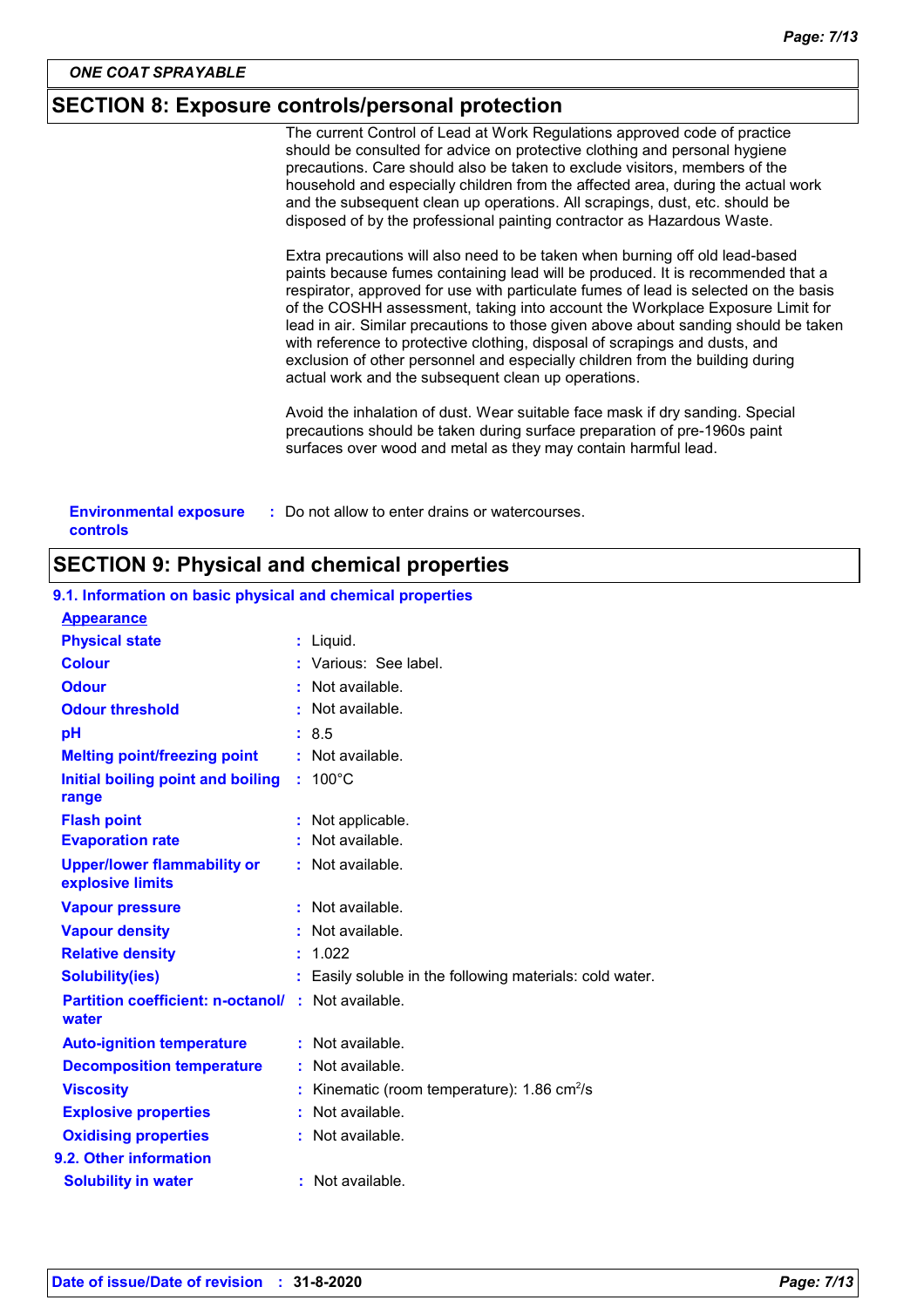## SECTION 8: Exposure controls/personal protection

The current Control of Lead at Work Regulations approved code of practice should be consulted for advice on protective clothing and personal hygiene precautions. Care should also be taken to exclude visitors, members of the household and especially children from the affected area, during the actual work and the subsequent clean up operations. All scrapings, dust, etc. should be disposed of by the professional painting contractor as Hazardous Waste.

Extra precautions will also need to be taken when burning off old lead-based paints because fumes containing lead will be produced. It is recommended that a respirator, approved for use with particulate fumes of lead is selected on the basis of the COSHH assessment, taking into account the Workplace Exposure Limit for lead in air. Similar precautions to those given above about sanding should be taken with reference to protective clothing, disposal of scrapings and dusts, and exclusion of other personnel and especially children from the building during actual work and the subsequent clean up operations.

Avoid the inhalation of dust. Wear suitable face mask if dry sanding. Special precautions should be taken during surface preparation of pre-1960s paint surfaces over wood and metal as they may contain harmful lead.

**Environmental exposure controls** : Do not allow to enter drains or watercourses.

## SECTION 9: Physical and chemical properties

### 9.1. Information on basic physical and chemical properties

**Appearance**

| Property | Value |
|---|---|
| Physical state | Liquid. |
| Colour | Various: See label. |
| Odour | Not available. |
| Odour threshold | Not available. |
| pH | 8.5 |
| Melting point/freezing point | Not available. |
| Initial boiling point and boiling range | 100°C |
| Flash point | Not applicable. |
| Evaporation rate | Not available. |
| Upper/lower flammability or explosive limits | Not available. |
| Vapour pressure | Not available. |
| Vapour density | Not available. |
| Relative density | 1.022 |
| Solubility(ies) | Easily soluble in the following materials: cold water. |
| Partition coefficient: n-octanol/water | Not available. |
| Auto-ignition temperature | Not available. |
| Decomposition temperature | Not available. |
| Viscosity | Kinematic (room temperature): 1.86 $cm^2/s$ |
| Explosive properties | Not available. |
| Oxidising properties | Not available. |

### 9.2. Other information

| Property | Value |
|---|---|
| Solubility in water | Not available. |

**Date of issue/Date of revision** : 31-8-2020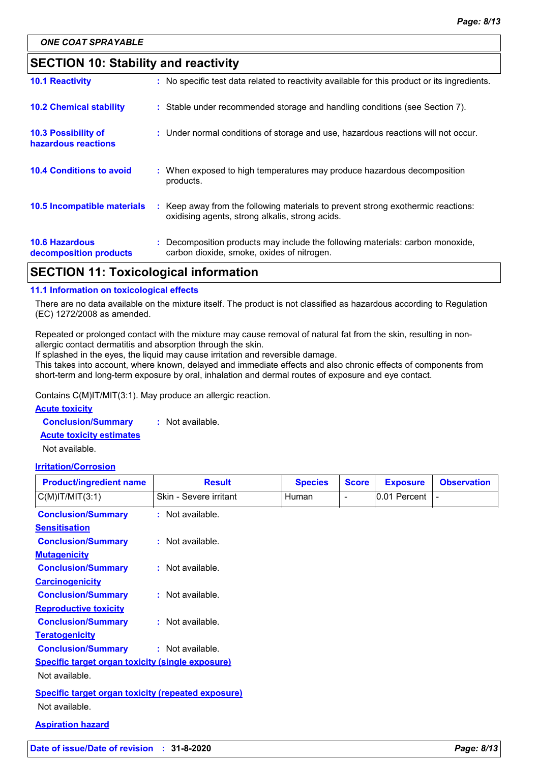*ONE COAT SPRAYABLE*

## SECTION 10: Stability and reactivity

**10.1 Reactivity** : No specific test data related to reactivity available for this product or its ingredients.

**10.2 Chemical stability** : Stable under recommended storage and handling conditions (see Section 7).

**10.3 Possibility of hazardous reactions** : Under normal conditions of storage and use, hazardous reactions will not occur.

**10.4 Conditions to avoid** : When exposed to high temperatures may produce hazardous decomposition products.

**10.5 Incompatible materials** : Keep away from the following materials to prevent strong exothermic reactions: oxidising agents, strong alkalis, strong acids.

**10.6 Hazardous decomposition products** : Decomposition products may include the following materials: carbon monoxide, carbon dioxide, smoke, oxides of nitrogen.

## SECTION 11: Toxicological information

### 11.1 Information on toxicological effects

There are no data available on the mixture itself. The product is not classified as hazardous according to Regulation (EC) 1272/2008 as amended.

Repeated or prolonged contact with the mixture may cause removal of natural fat from the skin, resulting in non-allergic contact dermatitis and absorption through the skin.
If splashed in the eyes, the liquid may cause irritation and reversible damage.
This takes into account, where known, delayed and immediate effects and also chronic effects of components from short-term and long-term exposure by oral, inhalation and dermal routes of exposure and eye contact.

Contains C(M)IT/MIT(3:1). May produce an allergic reaction.

**Acute toxicity**

**Conclusion/Summary** : Not available.

**Acute toxicity estimates**

Not available.

**Irritation/Corrosion**

| Product/ingredient name | Result | Species | Score | Exposure | Observation |
|---|---|---|---|---|---|
| C(M)IT/MIT(3:1) | Skin - Severe irritant | Human | - | 0.01 Percent | - |

**Conclusion/Summary** : Not available.

**Sensitisation**

**Conclusion/Summary** : Not available.

**Mutagenicity**

**Conclusion/Summary** : Not available.

**Carcinogenicity**

**Conclusion/Summary** : Not available.

**Reproductive toxicity**

**Conclusion/Summary** : Not available.

**Teratogenicity**

**Conclusion/Summary** : Not available.

**Specific target organ toxicity (single exposure)**

Not available.

**Specific target organ toxicity (repeated exposure)**

Not available.

**Aspiration hazard**

**Date of issue/Date of revision** : **31-8-2020**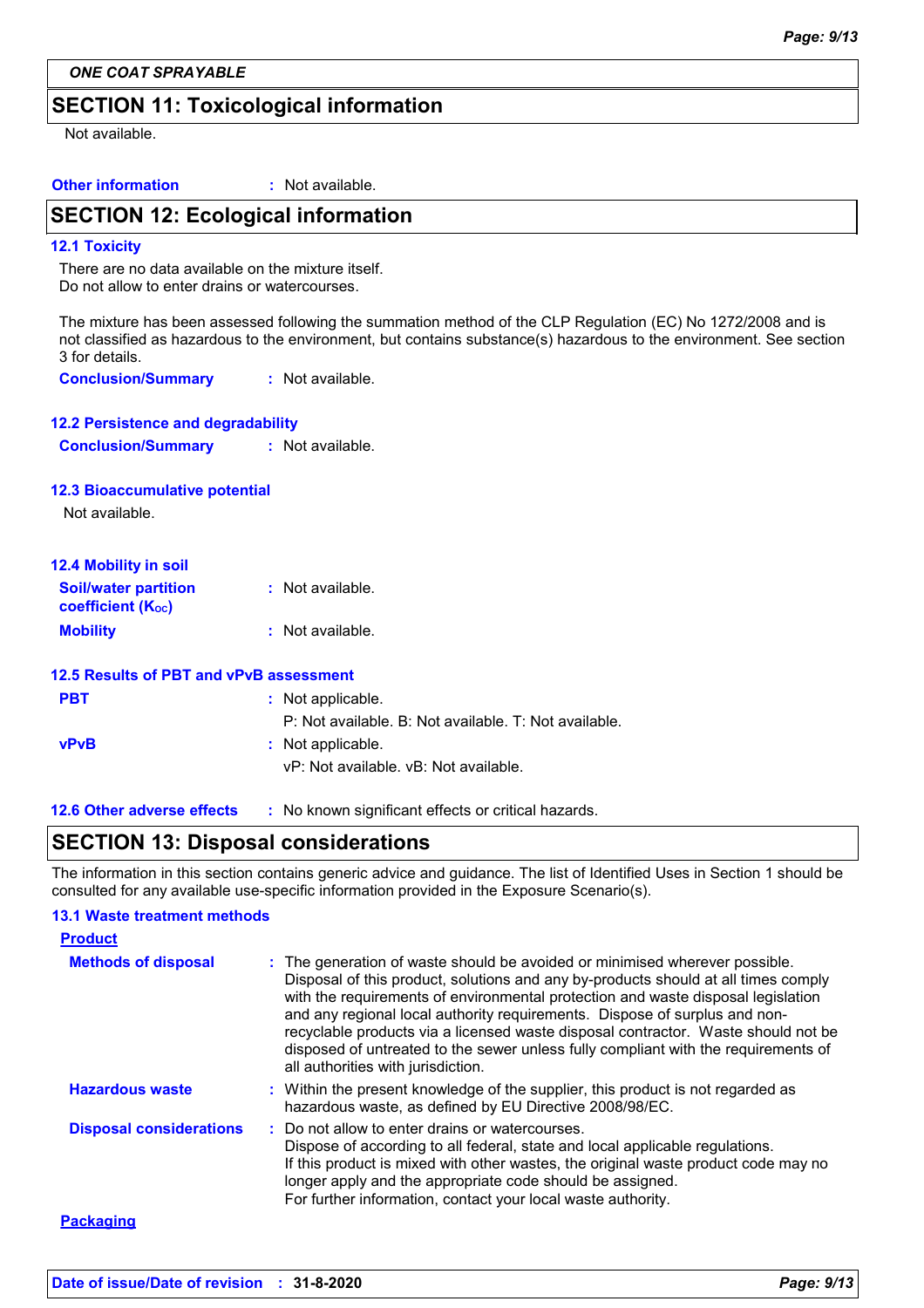*ONE COAT SPRAYABLE*

## SECTION 11: Toxicological information

Not available.

**Other information** : Not available.

## SECTION 12: Ecological information

### 12.1 Toxicity

There are no data available on the mixture itself.
Do not allow to enter drains or watercourses.

The mixture has been assessed following the summation method of the CLP Regulation (EC) No 1272/2008 and is not classified as hazardous to the environment, but contains substance(s) hazardous to the environment. See section 3 for details.

**Conclusion/Summary** : Not available.

### 12.2 Persistence and degradability

**Conclusion/Summary** : Not available.

### 12.3 Bioaccumulative potential

Not available.

### 12.4 Mobility in soil

**Soil/water partition coefficient ($K_{OC}$)** : Not available.

**Mobility** : Not available.

### 12.5 Results of PBT and vPvB assessment

**PBT** : Not applicable.
P: Not available. B: Not available. T: Not available.

**vPvB** : Not applicable.
vP: Not available. vB: Not available.

### 12.6 Other adverse effects

: No known significant effects or critical hazards.

## SECTION 13: Disposal considerations

The information in this section contains generic advice and guidance. The list of Identified Uses in Section 1 should be consulted for any available use-specific information provided in the Exposure Scenario(s).

### 13.1 Waste treatment methods

**Product**

**Methods of disposal** : The generation of waste should be avoided or minimised wherever possible. Disposal of this product, solutions and any by-products should at all times comply with the requirements of environmental protection and waste disposal legislation and any regional local authority requirements. Dispose of surplus and non-recyclable products via a licensed waste disposal contractor. Waste should not be disposed of untreated to the sewer unless fully compliant with the requirements of all authorities with jurisdiction.

**Hazardous waste** : Within the present knowledge of the supplier, this product is not regarded as hazardous waste, as defined by EU Directive 2008/98/EC.

**Disposal considerations** : Do not allow to enter drains or watercourses.
Dispose of according to all federal, state and local applicable regulations.
If this product is mixed with other wastes, the original waste product code may no longer apply and the appropriate code should be assigned.
For further information, contact your local waste authority.

**Packaging**

**Date of issue/Date of revision** : **31-8-2020**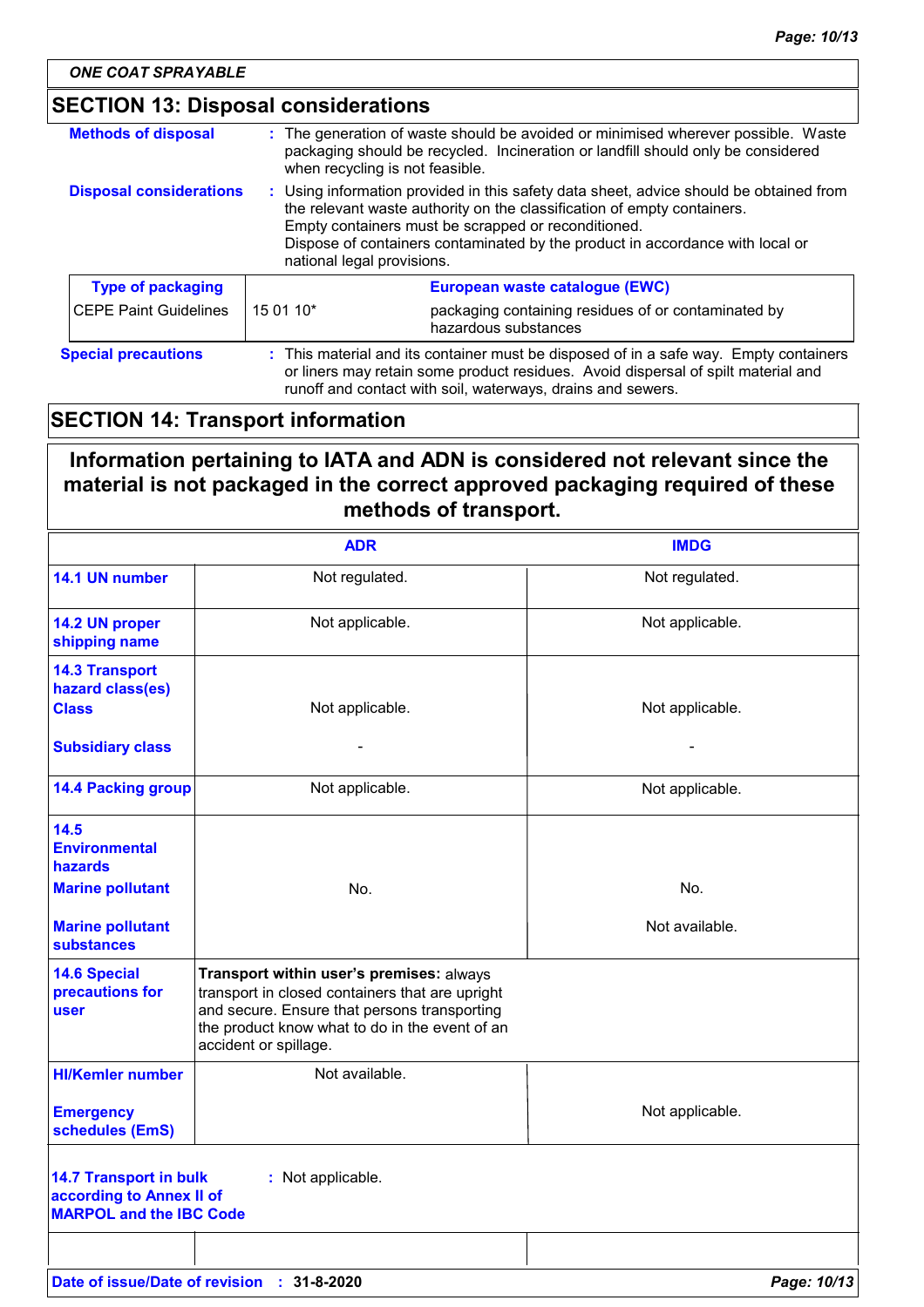*ONE COAT SPRAYABLE*

## SECTION 13: Disposal considerations

**Methods of disposal** : The generation of waste should be avoided or minimised wherever possible. Waste packaging should be recycled. Incineration or landfill should only be considered when recycling is not feasible.

**Disposal considerations** : Using information provided in this safety data sheet, advice should be obtained from the relevant waste authority on the classification of empty containers.
Empty containers must be scrapped or reconditioned.
Dispose of containers contaminated by the product in accordance with local or national legal provisions.

| Type of packaging | European waste catalogue (EWC) | |
|---|---|---|
| CEPE Paint Guidelines | 15 01 10* | packaging containing residues of or contaminated by hazardous substances |

**Special precautions** : This material and its container must be disposed of in a safe way. Empty containers or liners may retain some product residues. Avoid dispersal of spilt material and runoff and contact with soil, waterways, drains and sewers.

## SECTION 14: Transport information

**Information pertaining to IATA and ADN is considered not relevant since the material is not packaged in the correct approved packaging required of these methods of transport.**

| | ADR | IMDG |
|---|---|---|
| **14.1 UN number** | Not regulated. | Not regulated. |
| **14.2 UN proper shipping name** | Not applicable. | Not applicable. |
| **14.3 Transport hazard class(es)** Class | Not applicable. | Not applicable. |
| Subsidiary class | - | - |
| **14.4 Packing group** | Not applicable. | Not applicable. |
| **14.5 Environmental hazards** Marine pollutant | No. | No. |
| Marine pollutant substances | | Not available. |
| **14.6 Special precautions for user** | **Transport within user's premises:** always transport in closed containers that are upright and secure. Ensure that persons transporting the product know what to do in the event of an accident or spillage. | |
| HI/Kemler number | Not available. | |
| Emergency schedules (EmS) | | Not applicable. |

**14.7 Transport in bulk according to Annex II of MARPOL and the IBC Code** : Not applicable.

**Date of issue/Date of revision** : **31-8-2020**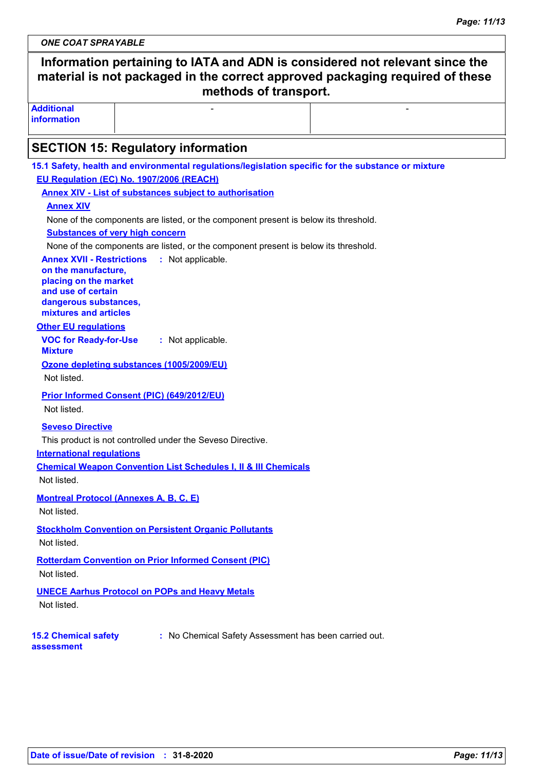**Information pertaining to IATA and ADN is considered not relevant since the material is not packaged in the correct approved packaging required of these methods of transport.**

| **Additional information** | - | - |
|---|---|---|

## SECTION 15: Regulatory information

### 15.1 Safety, health and environmental regulations/legislation specific for the substance or mixture

**EU Regulation (EC) No. 1907/2006 (REACH)**

**Annex XIV - List of substances subject to authorisation**

**Annex XIV**

None of the components are listed, or the component present is below its threshold.

**Substances of very high concern**

None of the components are listed, or the component present is below its threshold.

**Annex XVII - Restrictions on the manufacture, placing on the market and use of certain dangerous substances, mixtures and articles** : Not applicable.

**Other EU regulations**

**VOC for Ready-for-Use Mixture** : Not applicable.

**Ozone depleting substances (1005/2009/EU)**

Not listed.

**Prior Informed Consent (PIC) (649/2012/EU)**

Not listed.

**Seveso Directive**

This product is not controlled under the Seveso Directive.

**International regulations**

**Chemical Weapon Convention List Schedules I, II & III Chemicals**

Not listed.

**Montreal Protocol (Annexes A, B, C, E)**

Not listed.

**Stockholm Convention on Persistent Organic Pollutants**

Not listed.

**Rotterdam Convention on Prior Informed Consent (PIC)**

Not listed.

**UNECE Aarhus Protocol on POPs and Heavy Metals**

Not listed.

**15.2 Chemical safety assessment** : No Chemical Safety Assessment has been carried out.

**Date of issue/Date of revision** : **31-8-2020**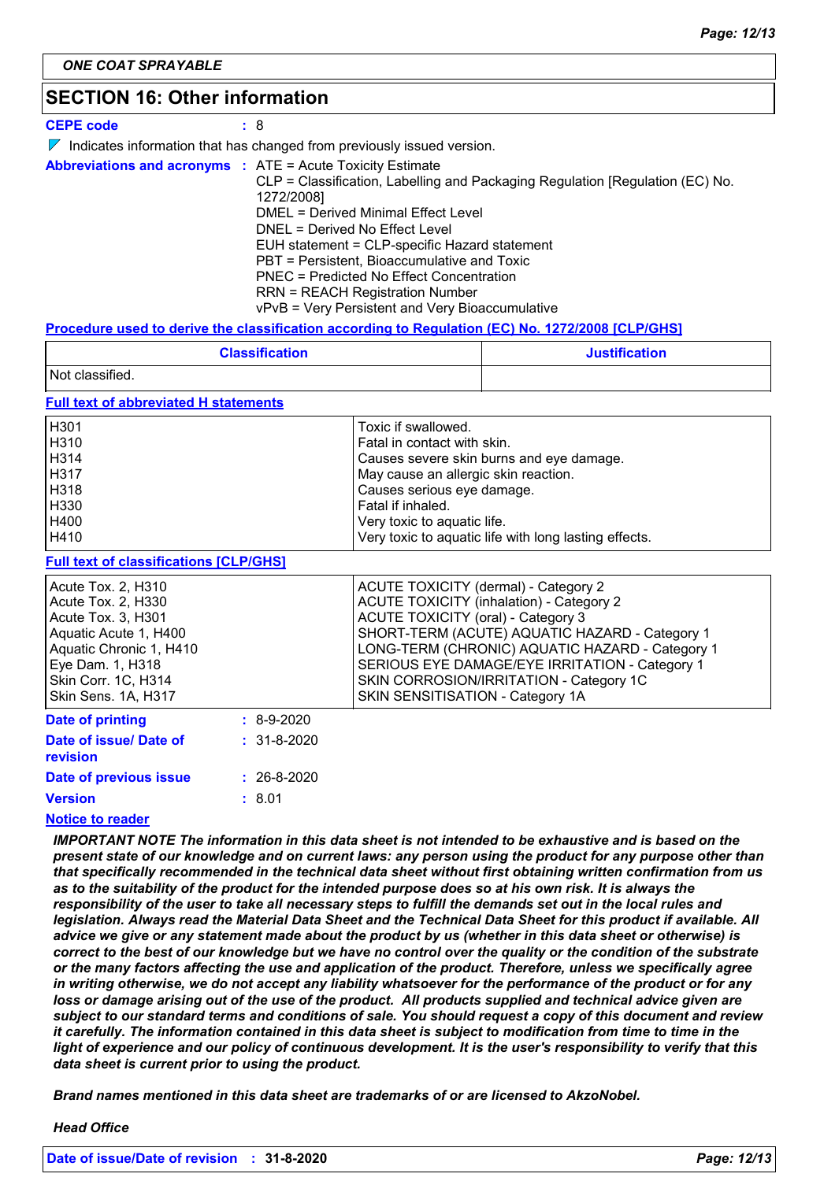**ONE COAT SPRAYABLE**

## SECTION 16: Other information

**CEPE code** : 8

◤ Indicates information that has changed from previously issued version.

**Abbreviations and acronyms** :
ATE = Acute Toxicity Estimate
CLP = Classification, Labelling and Packaging Regulation [Regulation (EC) No. 1272/2008]
DMEL = Derived Minimal Effect Level
DNEL = Derived No Effect Level
EUH statement = CLP-specific Hazard statement
PBT = Persistent, Bioaccumulative and Toxic
PNEC = Predicted No Effect Concentration
RRN = REACH Registration Number
vPvB = Very Persistent and Very Bioaccumulative

**Procedure used to derive the classification according to Regulation (EC) No. 1272/2008 [CLP/GHS]**

| Classification | Justification |
|---|---|
| Not classified. | |

**Full text of abbreviated H statements**

| | |
|---|---|
| H301 | Toxic if swallowed. |
| H310 | Fatal in contact with skin. |
| H314 | Causes severe skin burns and eye damage. |
| H317 | May cause an allergic skin reaction. |
| H318 | Causes serious eye damage. |
| H330 | Fatal if inhaled. |
| H400 | Very toxic to aquatic life. |
| H410 | Very toxic to aquatic life with long lasting effects. |

**Full text of classifications [CLP/GHS]**

| | |
|---|---|
| Acute Tox. 2, H310 | ACUTE TOXICITY (dermal) - Category 2 |
| Acute Tox. 2, H330 | ACUTE TOXICITY (inhalation) - Category 2 |
| Acute Tox. 3, H301 | ACUTE TOXICITY (oral) - Category 3 |
| Aquatic Acute 1, H400 | SHORT-TERM (ACUTE) AQUATIC HAZARD - Category 1 |
| Aquatic Chronic 1, H410 | LONG-TERM (CHRONIC) AQUATIC HAZARD - Category 1 |
| Eye Dam. 1, H318 | SERIOUS EYE DAMAGE/EYE IRRITATION - Category 1 |
| Skin Corr. 1C, H314 | SKIN CORROSION/IRRITATION - Category 1C |
| Skin Sens. 1A, H317 | SKIN SENSITISATION - Category 1A |

**Date of printing** : 8-9-2020

**Date of issue/ Date of revision** : 31-8-2020

**Date of previous issue** : 26-8-2020

**Version** : 8.01

**Notice to reader**

***IMPORTANT NOTE The information in this data sheet is not intended to be exhaustive and is based on the present state of our knowledge and on current laws: any person using the product for any purpose other than that specifically recommended in the technical data sheet without first obtaining written confirmation from us as to the suitability of the product for the intended purpose does so at his own risk. It is always the responsibility of the user to take all necessary steps to fulfill the demands set out in the local rules and legislation. Always read the Material Data Sheet and the Technical Data Sheet for this product if available. All advice we give or any statement made about the product by us (whether in this data sheet or otherwise) is correct to the best of our knowledge but we have no control over the quality or the condition of the substrate or the many factors affecting the use and application of the product. Therefore, unless we specifically agree in writing otherwise, we do not accept any liability whatsoever for the performance of the product or for any loss or damage arising out of the use of the product. All products supplied and technical advice given are subject to our standard terms and conditions of sale. You should request a copy of this document and review it carefully. The information contained in this data sheet is subject to modification from time to time in the light of experience and our policy of continuous development. It is the user's responsibility to verify that this data sheet is current prior to using the product.***

***Brand names mentioned in this data sheet are trademarks of or are licensed to AkzoNobel.***

***Head Office***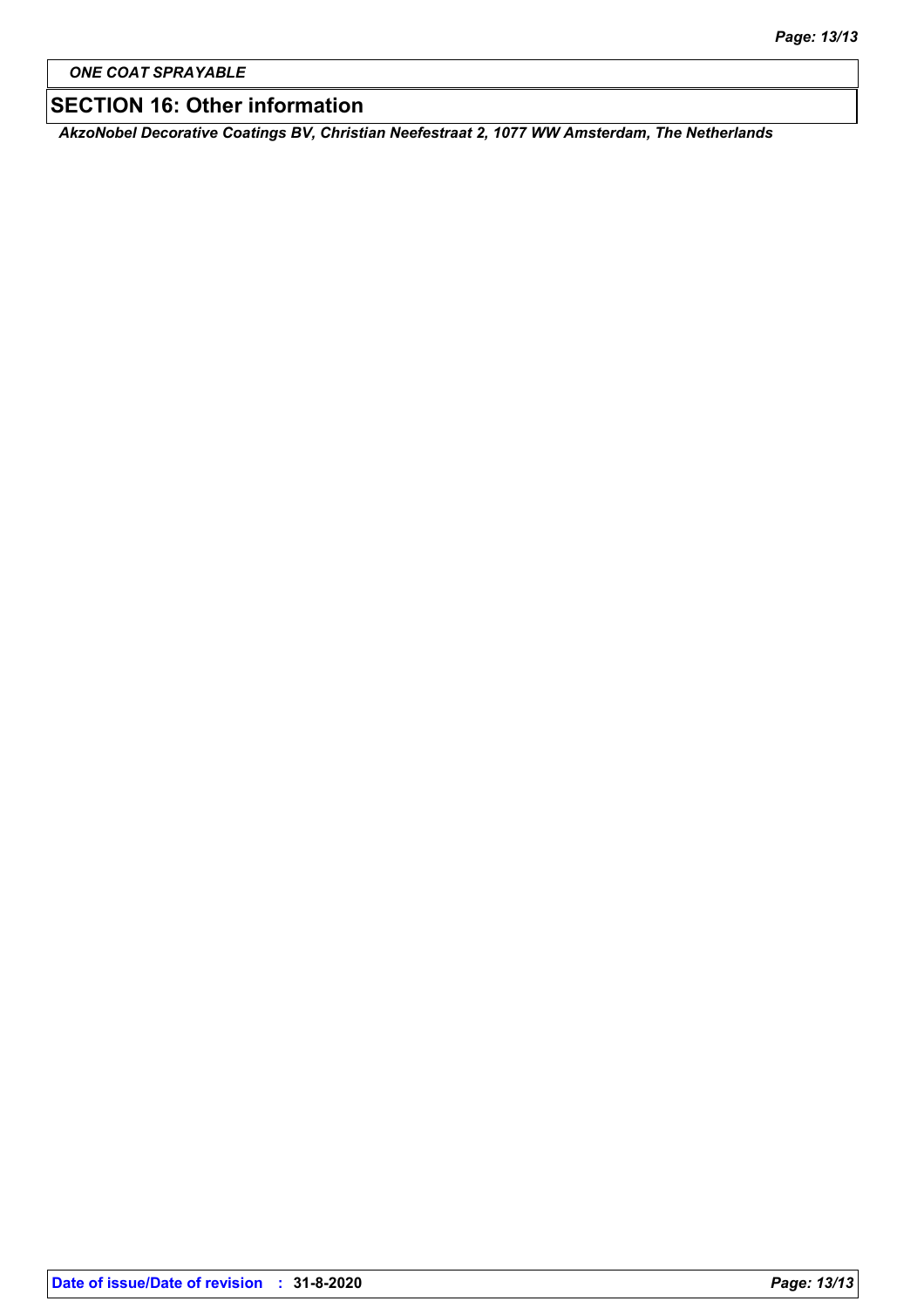## SECTION 16: Other information

***AkzoNobel Decorative Coatings BV, Christian Neefestraat 2, 1077 WW Amsterdam, The Netherlands***